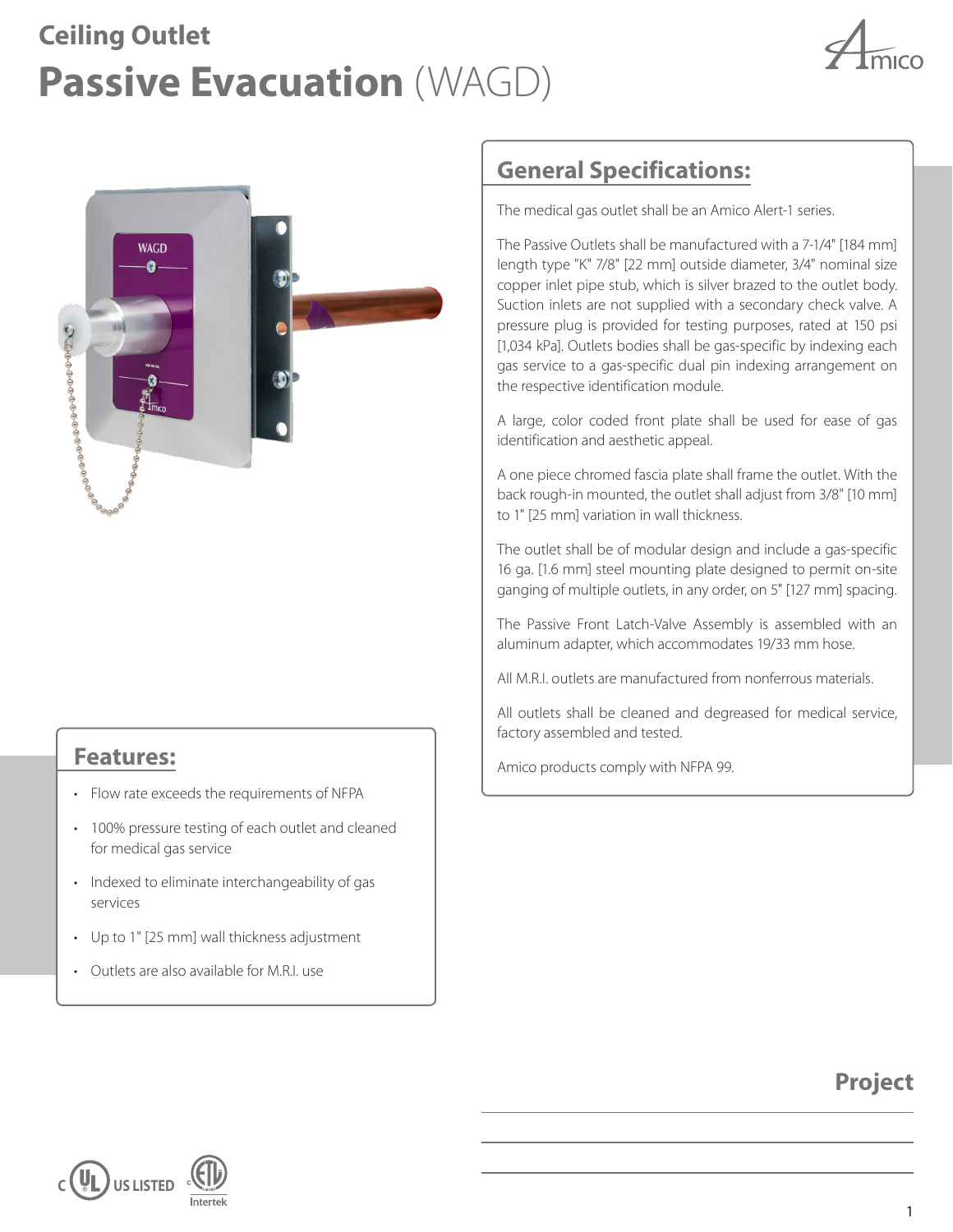# Ceiling Outlet

# Passive Evacuation (WAGD)

## General Specifications:

The medical gas outlet shall be an Amico Alert-1 series.

The Passive Outlets shall be manufactured with a 7-1/4" [184 mm] length type "K" 7/8" [22 mm] outside diameter, 3/4" nominal size copper inlet pipe stub, which is silver brazed to the outlet body. Suction inlets are not supplied with a secondary check valve. A pressure plug is provided for testing purposes, rated at 150 psi [1,034 kPa]. Outlets bodies shall be gas-specific by indexing each gas service to a gas-specific dual pin indexing arrangement on the respective identification module.

A large, color coded front plate shall be used for ease of gas identification and aesthetic appeal.

A one piece chromed fascia plate shall frame the outlet. With the back rough-in mounted, the outlet shall adjust from 3/8" [10 mm] to 1" [25 mm] variation in wall thickness.

The outlet shall be of modular design and include a gas-specific 16 ga. [1.6 mm] steel mounting plate designed to permit on-site ganging of multiple outlets, in any order, on 5" [127 mm] spacing.

The Passive Front Latch-Valve Assembly is assembled with an aluminum adapter, which accommodates 19/33 mm hose.

All M.R.I. outlets are manufactured from nonferrous materials.

All outlets shall be cleaned and degreased for medical service, factory assembled and tested.

Amico products comply with NFPA 99.

## Features:

- Flow rate exceeds the requirements of NFPA
- 100% pressure testing of each outlet and cleaned for medical gas service
- Indexed to eliminate interchangeability of gas services
- Up to 1" [25 mm] wall thickness adjustment
- Outlets are also available for M.R.I. use

## Project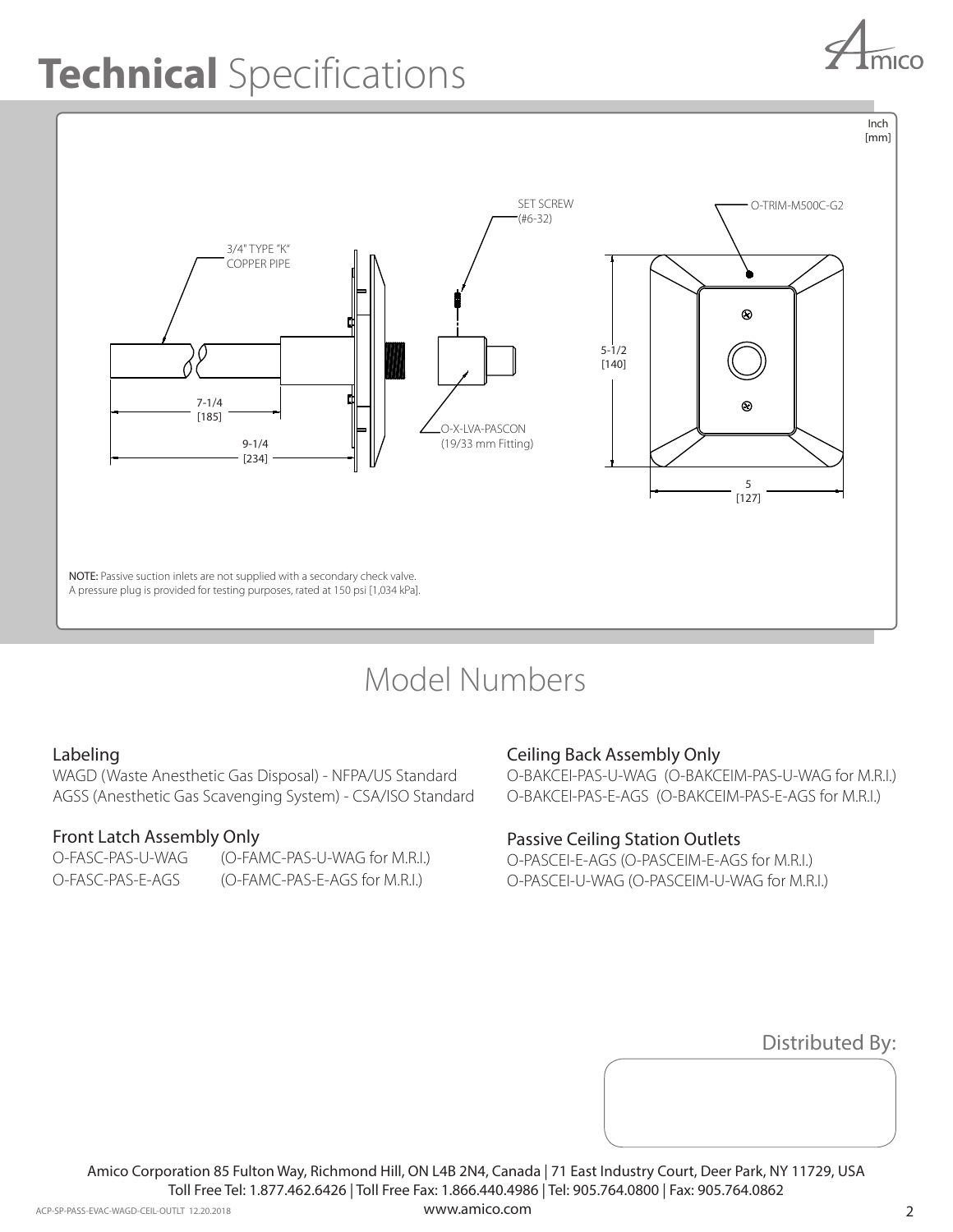# **Technical** Specifications

Inch
[mm]

3/4" TYPE "K"
COPPER PIPE

SET SCREW
(#6-32)

O-TRIM-M500C-G2

7-1/4
[185]

9-1/4
[234]

O-X-LVA-PASCON
(19/33 mm Fitting)

5-1/2
[140]

5
[127]

**NOTE:** Passive suction inlets are not supplied with a secondary check valve.
A pressure plug is provided for testing purposes, rated at 150 psi [1,034 kPa].

## Model Numbers

### Labeling

WAGD (Waste Anesthetic Gas Disposal) - NFPA/US Standard
AGSS (Anesthetic Gas Scavenging System) - CSA/ISO Standard

### Front Latch Assembly Only

O-FASC-PAS-U-WAG (O-FAMC-PAS-U-WAG for M.R.I.)
O-FASC-PAS-E-AGS (O-FAMC-PAS-E-AGS for M.R.I.)

### Ceiling Back Assembly Only

O-BAKCEI-PAS-U-WAG (O-BAKCEIM-PAS-U-WAG for M.R.I.)
O-BAKCEI-PAS-E-AGS (O-BAKCEIM-PAS-E-AGS for M.R.I.)

### Passive Ceiling Station Outlets

O-PASCEI-E-AGS (O-PASCEIM-E-AGS for M.R.I.)
O-PASCEI-U-WAG (O-PASCEIM-U-WAG for M.R.I.)

Distributed By:

Amico Corporation 85 Fulton Way, Richmond Hill, ON L4B 2N4, Canada | 71 East Industry Court, Deer Park, NY 11729, USA
Toll Free Tel: 1.877.462.6426 | Toll Free Fax: 1.866.440.4986 | Tel: 905.764.0800 | Fax: 905.764.0862
www.amico.com

ACP-SP-PASS-EVAC-WAGD-CEIL-OUTLT 12.20.2018